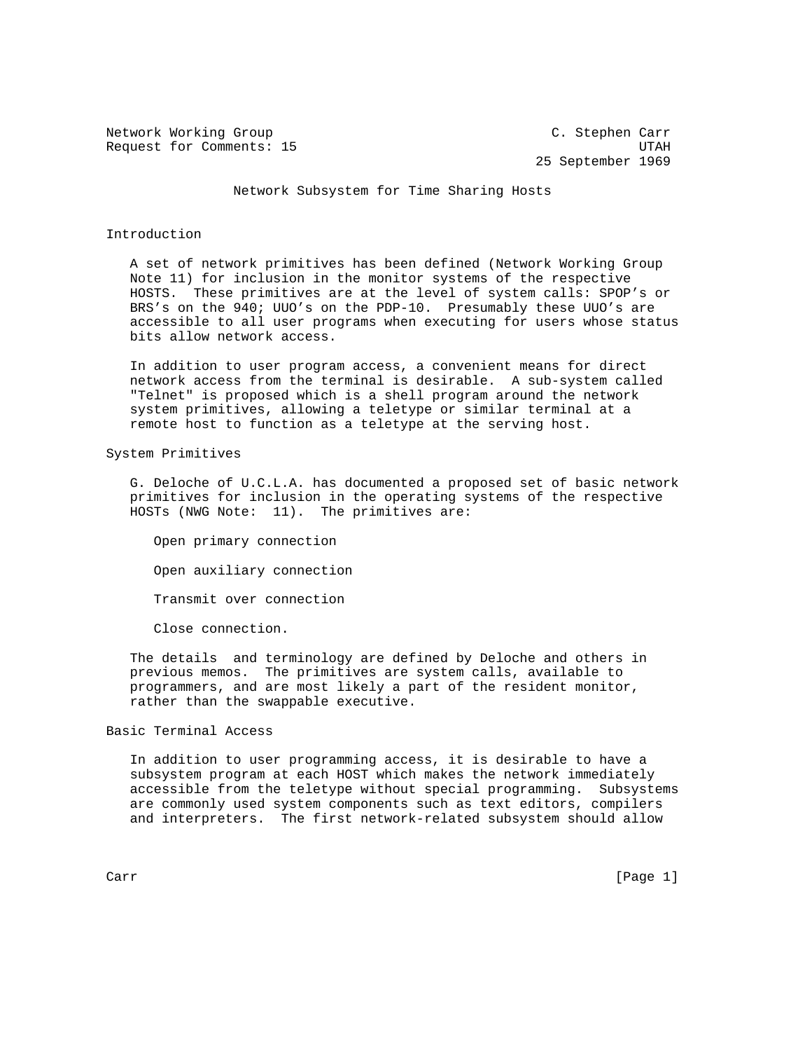Network Working Group C. Stephen Carr
Request for Comments: 15 UTAH
25 September 1969

# Network Subsystem for Time Sharing Hosts

## Introduction

A set of network primitives has been defined (Network Working Group Note 11) for inclusion in the monitor systems of the respective HOSTS. These primitives are at the level of system calls: SPOP's or BRS's on the 940; UUO's on the PDP-10. Presumably these UUO's are accessible to all user programs when executing for users whose status bits allow network access.

In addition to user program access, a convenient means for direct network access from the terminal is desirable. A sub-system called "Telnet" is proposed which is a shell program around the network system primitives, allowing a teletype or similar terminal at a remote host to function as a teletype at the serving host.

## System Primitives

G. Deloche of U.C.L.A. has documented a proposed set of basic network primitives for inclusion in the operating systems of the respective HOSTs (NWG Note: 11). The primitives are:

Open primary connection

Open auxiliary connection

Transmit over connection

Close connection.

The details and terminology are defined by Deloche and others in previous memos. The primitives are system calls, available to programmers, and are most likely a part of the resident monitor, rather than the swappable executive.

## Basic Terminal Access

In addition to user programming access, it is desirable to have a subsystem program at each HOST which makes the network immediately accessible from the teletype without special programming. Subsystems are commonly used system components such as text editors, compilers and interpreters. The first network-related subsystem should allow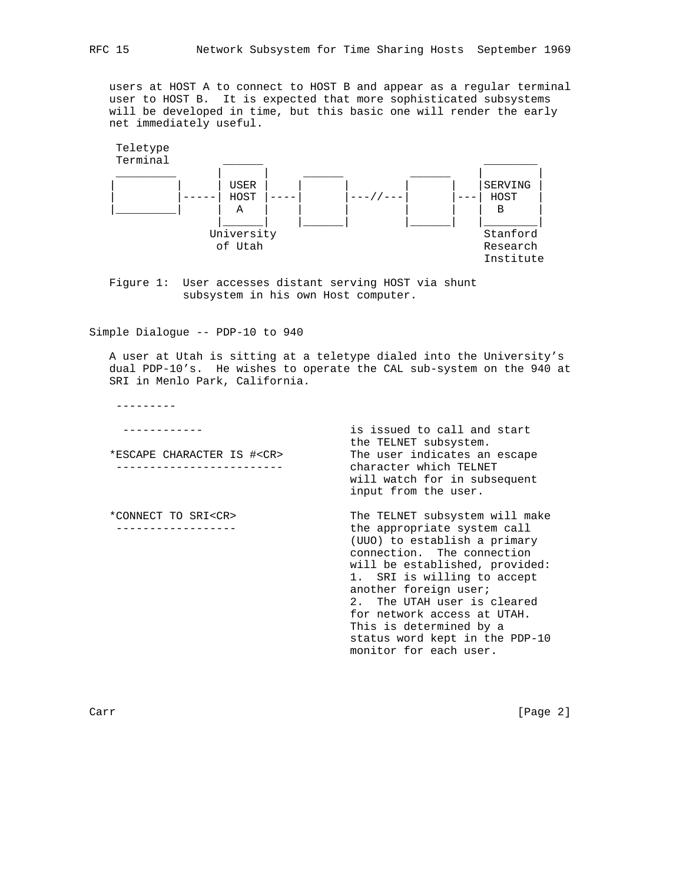users at HOST A to connect to HOST B and appear as a regular terminal user to HOST B. It is expected that more sophisticated subsystems will be developed in time, but this basic one will render the early net immediately useful.

```
 Teletype
 Terminal         ______                              ________
 _________       |      |    ______        ______    |        |
|         |      | USER |   |      |      |      |   |SERVING |
|         |------| HOST |---|      |---//-|      |---|  HOST  |
|_________|      |  A   |   |      |      |      |   |   B    |
                 |______|   |______|      |______|   |________|
               University                            Stanford
                of Utah                              Research
                                                     Institute
```

Figure 1: User accesses distant serving HOST via shunt subsystem in his own Host computer.

## Simple Dialogue -- PDP-10 to 940

A user at Utah is sitting at a teletype dialed into the University's dual PDP-10's. He wishes to operate the CAL sub-system on the 940 at SRI in Menlo Park, California.

```
 ---------

  ------------                     is issued to call and start
                                   the TELNET subsystem.
*ESCAPE CHARACTER IS #<CR>         The user indicates an escape
 -------------------------         character which TELNET
                                   will watch for in subsequent
                                   input from the user.

*CONNECT TO SRI<CR>                The TELNET subsystem will make
 ------------------                the appropriate system call
                                   (UUO) to establish a primary
                                   connection.  The connection
                                   will be established, provided:
                                   1.  SRI is willing to accept
                                   another foreign user;
                                   2.  The UTAH user is cleared
                                   for network access at UTAH.
                                   This is determined by a
                                   status word kept in the PDP-10
                                   monitor for each user.
```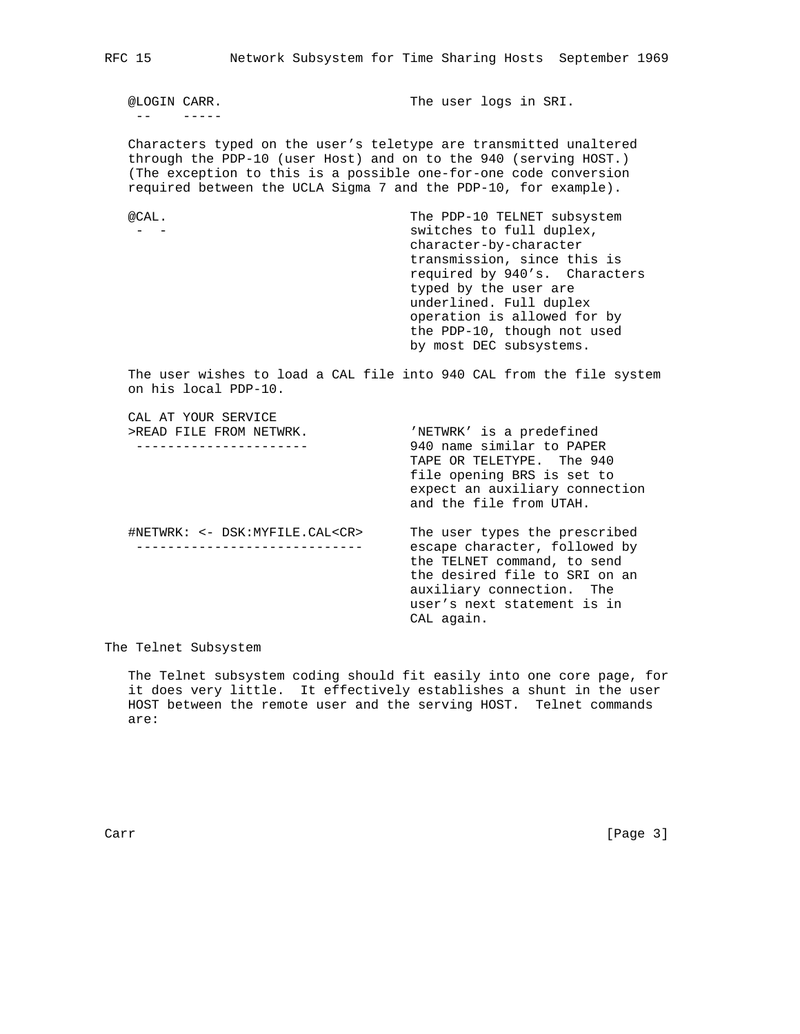```
@LOGIN CARR.                        The user logs in SRI.
 --    -----
```

Characters typed on the user's teletype are transmitted unaltered through the PDP-10 (user Host) and on to the 940 (serving HOST.) (The exception to this is a possible one-for-one code conversion required between the UCLA Sigma 7 and the PDP-10, for example).

```
@CAL.                               The PDP-10 TELNET subsystem
 -  -                               switches to full duplex,
                                    character-by-character
                                    transmission, since this is
                                    required by 940's.  Characters
                                    typed by the user are
                                    underlined. Full duplex
                                    operation is allowed for by
                                    the PDP-10, though not used
                                    by most DEC subsystems.
```

The user wishes to load a CAL file into 940 CAL from the file system on his local PDP-10.

```
CAL AT YOUR SERVICE
>READ FILE FROM NETWRK.             'NETWRK' is a predefined
 ---------------------              940 name similar to PAPER
                                    TAPE OR TELETYPE.  The 940
                                    file opening BRS is set to
                                    expect an auxiliary connection
                                    and the file from UTAH.

#NETWRK: <- DSK:MYFILE.CAL<CR>      The user types the prescribed
 ----------------------------       escape character, followed by
                                    the TELNET command, to send
                                    the desired file to SRI on an
                                    auxiliary connection.  The
                                    user's next statement is in
                                    CAL again.
```

The Telnet Subsystem

The Telnet subsystem coding should fit easily into one core page, for it does very little. It effectively establishes a shunt in the user HOST between the remote user and the serving HOST. Telnet commands are: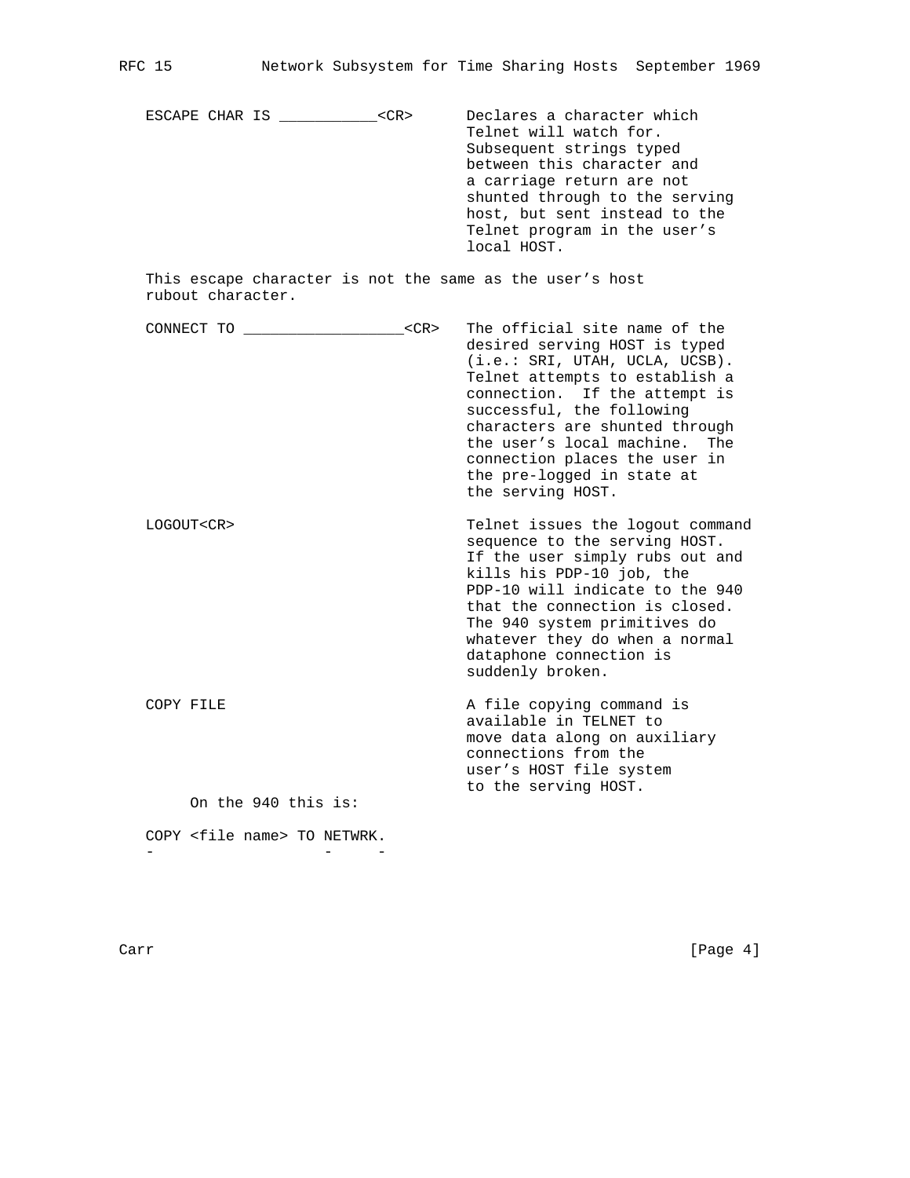ESCAPE CHAR IS ___________<CR>

Declares a character which Telnet will watch for. Subsequent strings typed between this character and a carriage return are not shunted through to the serving host, but sent instead to the Telnet program in the user's local HOST.

This escape character is not the same as the user's host rubout character.

CONNECT TO __________________<CR>

The official site name of the desired serving HOST is typed (i.e.: SRI, UTAH, UCLA, UCSB). Telnet attempts to establish a connection. If the attempt is successful, the following characters are shunted through the user's local machine. The connection places the user in the pre-logged in state at the serving HOST.

LOGOUT<CR>

Telnet issues the logout command sequence to the serving HOST. If the user simply rubs out and kills his PDP-10 job, the PDP-10 will indicate to the 940 that the connection is closed. The 940 system primitives do whatever they do when a normal dataphone connection is suddenly broken.

COPY FILE

A file copying command is available in TELNET to move data along on auxiliary connections from the user's HOST file system to the serving HOST.

On the 940 this is:

```
COPY <file name> TO NETWRK.
-                  -     -
```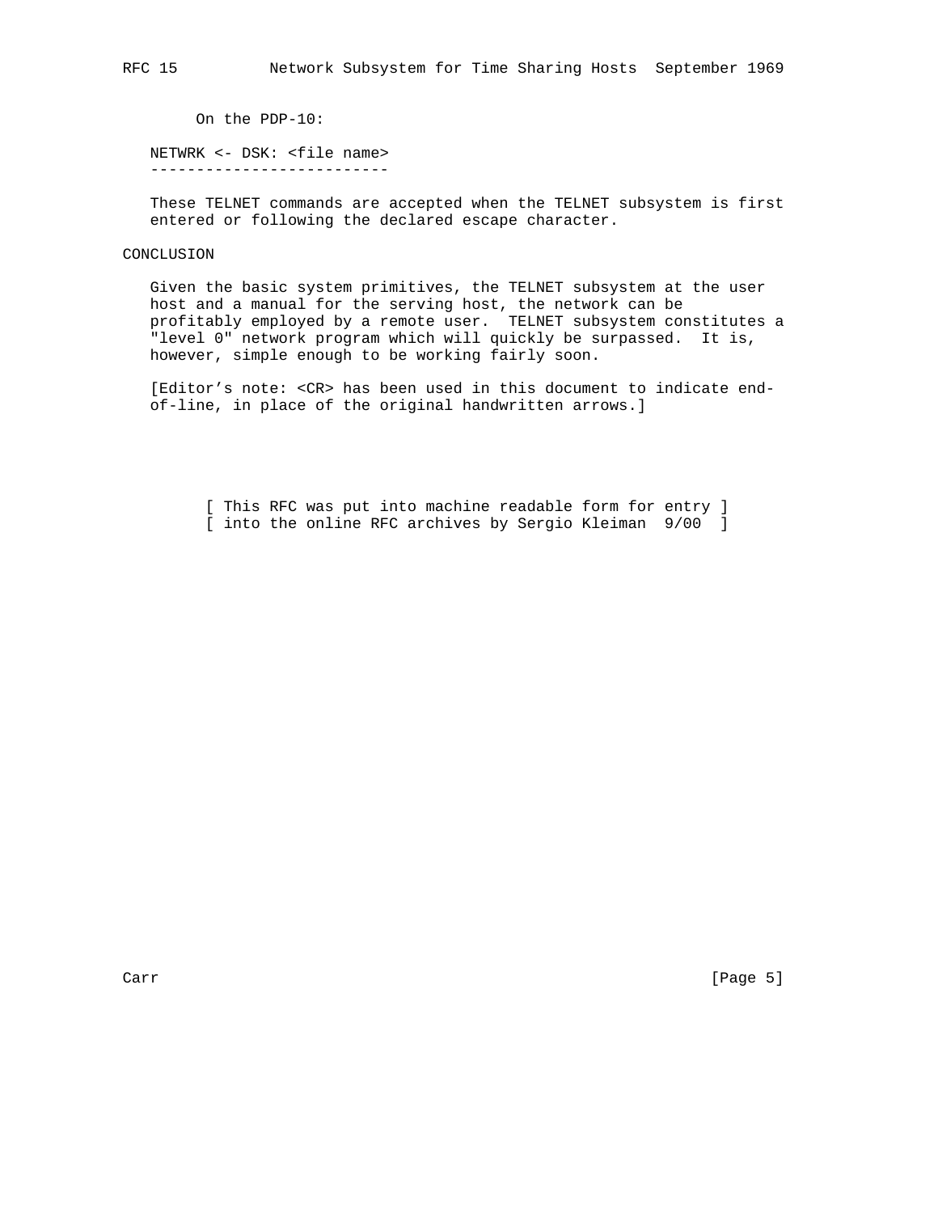On the PDP-10:

```
NETWRK <- DSK: <file name>
--------------------------
```

These TELNET commands are accepted when the TELNET subsystem is first entered or following the declared escape character.

## CONCLUSION

Given the basic system primitives, the TELNET subsystem at the user host and a manual for the serving host, the network can be profitably employed by a remote user. TELNET subsystem constitutes a "level 0" network program which will quickly be surpassed. It is, however, simple enough to be working fairly soon.

[Editor's note: <CR> has been used in this document to indicate end-of-line, in place of the original handwritten arrows.]

[ This RFC was put into machine readable form for entry ]
[ into the online RFC archives by Sergio Kleiman 9/00 ]